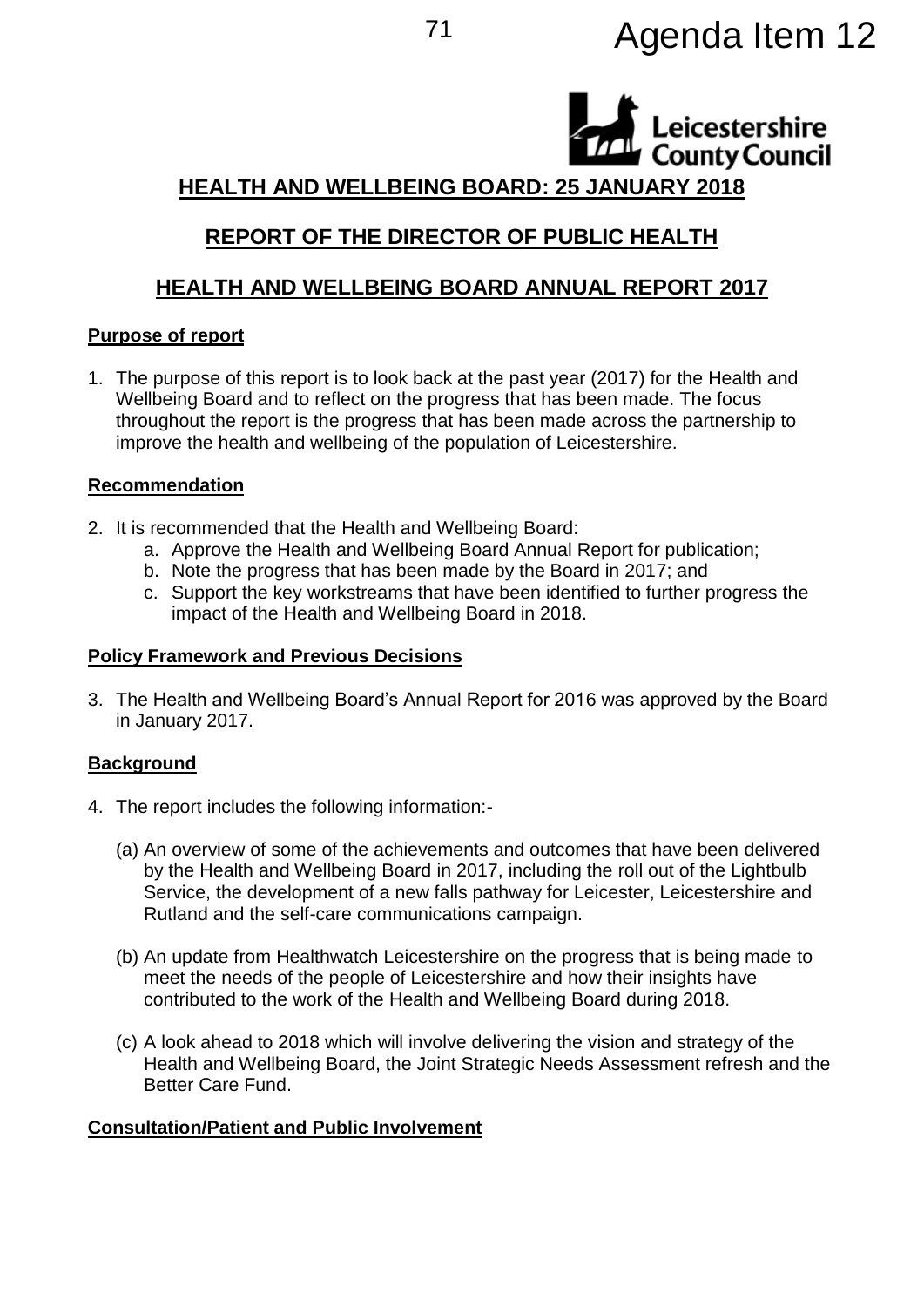Agenda Item 12

# HEALTH AND WELLBEING BOARD: 25 JANUARY 2018

## REPORT OF THE DIRECTOR OF PUBLIC HEALTH

## HEALTH AND WELLBEING BOARD ANNUAL REPORT 2017

**Purpose of report**

1. The purpose of this report is to look back at the past year (2017) for the Health and Wellbeing Board and to reflect on the progress that has been made. The focus throughout the report is the progress that has been made across the partnership to improve the health and wellbeing of the population of Leicestershire.

**Recommendation**

2. It is recommended that the Health and Wellbeing Board:
   a. Approve the Health and Wellbeing Board Annual Report for publication;
   b. Note the progress that has been made by the Board in 2017; and
   c. Support the key workstreams that have been identified to further progress the impact of the Health and Wellbeing Board in 2018.

**Policy Framework and Previous Decisions**

3. The Health and Wellbeing Board's Annual Report for 2016 was approved by the Board in January 2017.

**Background**

4. The report includes the following information:-

   (a) An overview of some of the achievements and outcomes that have been delivered by the Health and Wellbeing Board in 2017, including the roll out of the Lightbulb Service, the development of a new falls pathway for Leicester, Leicestershire and Rutland and the self-care communications campaign.

   (b) An update from Healthwatch Leicestershire on the progress that is being made to meet the needs of the people of Leicestershire and how their insights have contributed to the work of the Health and Wellbeing Board during 2018.

   (c) A look ahead to 2018 which will involve delivering the vision and strategy of the Health and Wellbeing Board, the Joint Strategic Needs Assessment refresh and the Better Care Fund.

**Consultation/Patient and Public Involvement**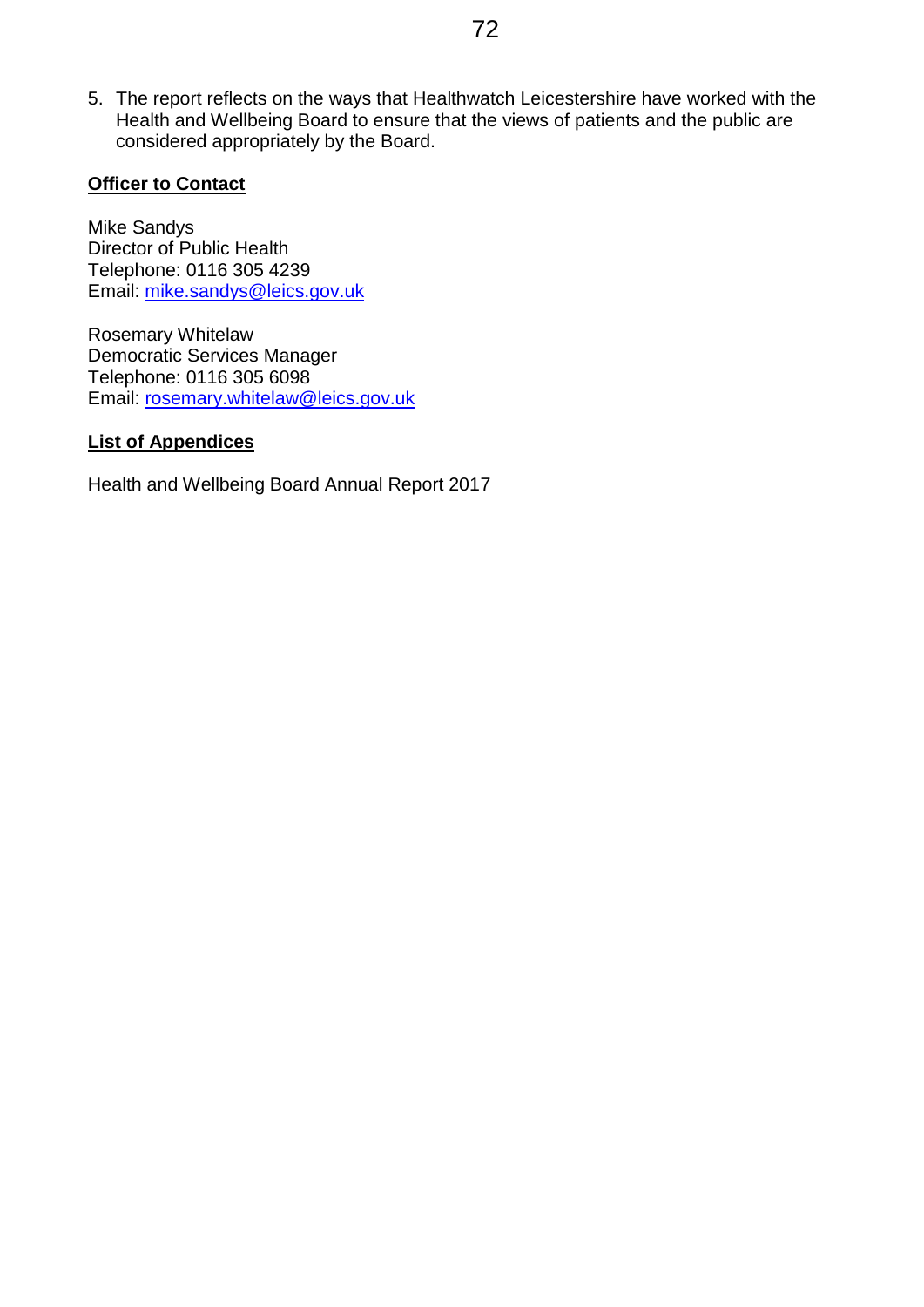5. The report reflects on the ways that Healthwatch Leicestershire have worked with the Health and Wellbeing Board to ensure that the views of patients and the public are considered appropriately by the Board.

**Officer to Contact**

Mike Sandys
Director of Public Health
Telephone: 0116 305 4239
Email: mike.sandys@leics.gov.uk

Rosemary Whitelaw
Democratic Services Manager
Telephone: 0116 305 6098
Email: rosemary.whitelaw@leics.gov.uk

**List of Appendices**

Health and Wellbeing Board Annual Report 2017